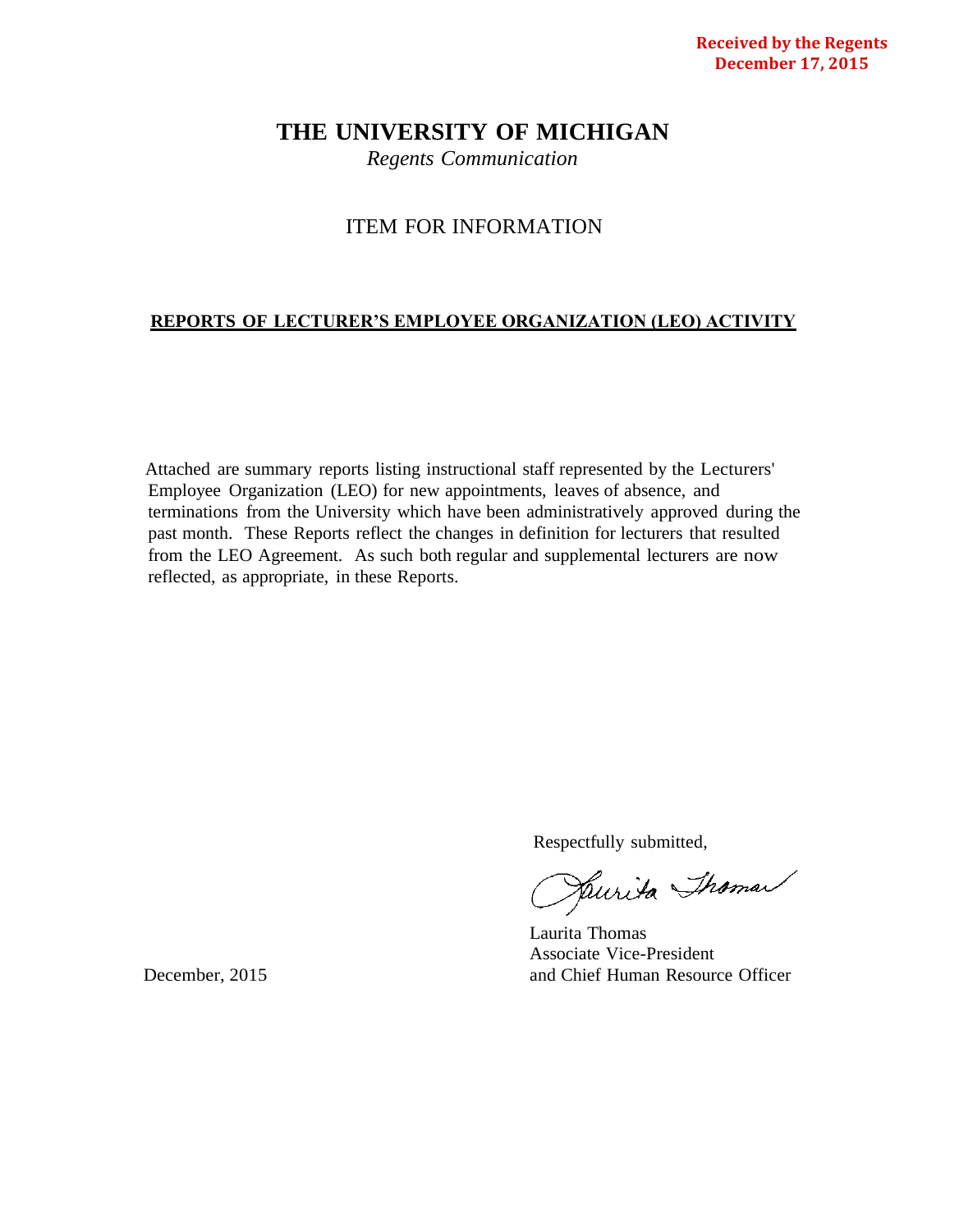**Received by the Regents**
**December 17, 2015**

# THE UNIVERSITY OF MICHIGAN

*Regents Communication*

## ITEM FOR INFORMATION

**REPORTS OF LECTURER'S EMPLOYEE ORGANIZATION (LEO) ACTIVITY**

Attached are summary reports listing instructional staff represented by the Lecturers' Employee Organization (LEO) for new appointments, leaves of absence, and terminations from the University which have been administratively approved during the past month. These Reports reflect the changes in definition for lecturers that resulted from the LEO Agreement. As such both regular and supplemental lecturers are now reflected, as appropriate, in these Reports.

Respectfully submitted,

Laurita Thomas
Associate Vice-President
and Chief Human Resource Officer

December, 2015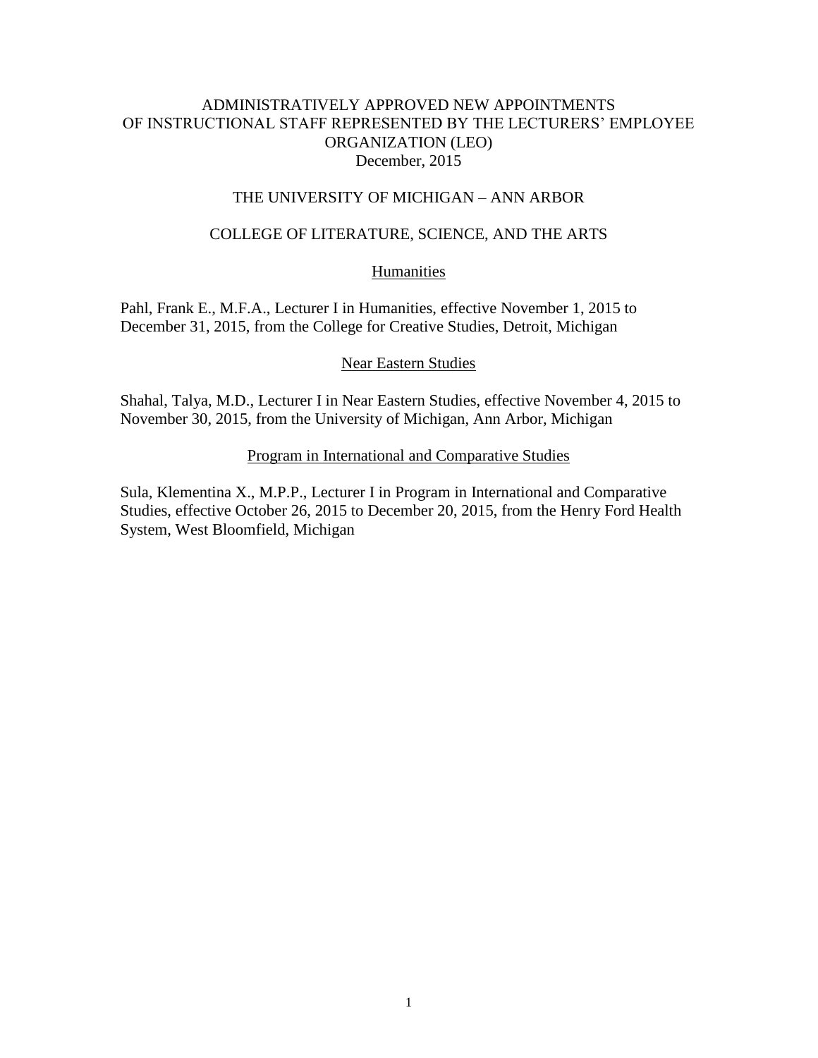ADMINISTRATIVELY APPROVED NEW APPOINTMENTS
OF INSTRUCTIONAL STAFF REPRESENTED BY THE LECTURERS' EMPLOYEE ORGANIZATION (LEO)
December, 2015

THE UNIVERSITY OF MICHIGAN – ANN ARBOR

COLLEGE OF LITERATURE, SCIENCE, AND THE ARTS

Humanities

Pahl, Frank E., M.F.A., Lecturer I in Humanities, effective November 1, 2015 to December 31, 2015, from the College for Creative Studies, Detroit, Michigan

Near Eastern Studies

Shahal, Talya, M.D., Lecturer I in Near Eastern Studies, effective November 4, 2015 to November 30, 2015, from the University of Michigan, Ann Arbor, Michigan

Program in International and Comparative Studies

Sula, Klementina X., M.P.P., Lecturer I in Program in International and Comparative Studies, effective October 26, 2015 to December 20, 2015, from the Henry Ford Health System, West Bloomfield, Michigan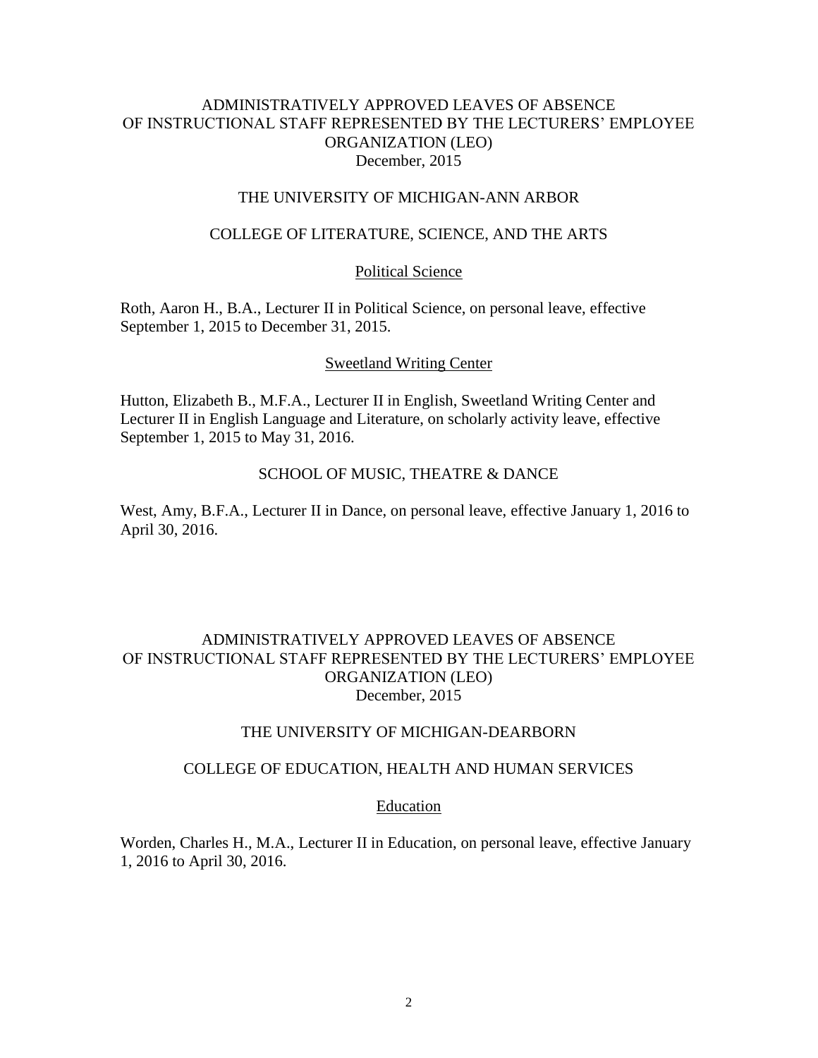# ADMINISTRATIVELY APPROVED LEAVES OF ABSENCE OF INSTRUCTIONAL STAFF REPRESENTED BY THE LECTURERS' EMPLOYEE ORGANIZATION (LEO)

December, 2015

## THE UNIVERSITY OF MICHIGAN-ANN ARBOR

### COLLEGE OF LITERATURE, SCIENCE, AND THE ARTS

#### Political Science

Roth, Aaron H., B.A., Lecturer II in Political Science, on personal leave, effective September 1, 2015 to December 31, 2015.

#### Sweetland Writing Center

Hutton, Elizabeth B., M.F.A., Lecturer II in English, Sweetland Writing Center and Lecturer II in English Language and Literature, on scholarly activity leave, effective September 1, 2015 to May 31, 2016.

### SCHOOL OF MUSIC, THEATRE & DANCE

West, Amy, B.F.A., Lecturer II in Dance, on personal leave, effective January 1, 2016 to April 30, 2016.

# ADMINISTRATIVELY APPROVED LEAVES OF ABSENCE OF INSTRUCTIONAL STAFF REPRESENTED BY THE LECTURERS' EMPLOYEE ORGANIZATION (LEO)

December, 2015

## THE UNIVERSITY OF MICHIGAN-DEARBORN

### COLLEGE OF EDUCATION, HEALTH AND HUMAN SERVICES

#### Education

Worden, Charles H., M.A., Lecturer II in Education, on personal leave, effective January 1, 2016 to April 30, 2016.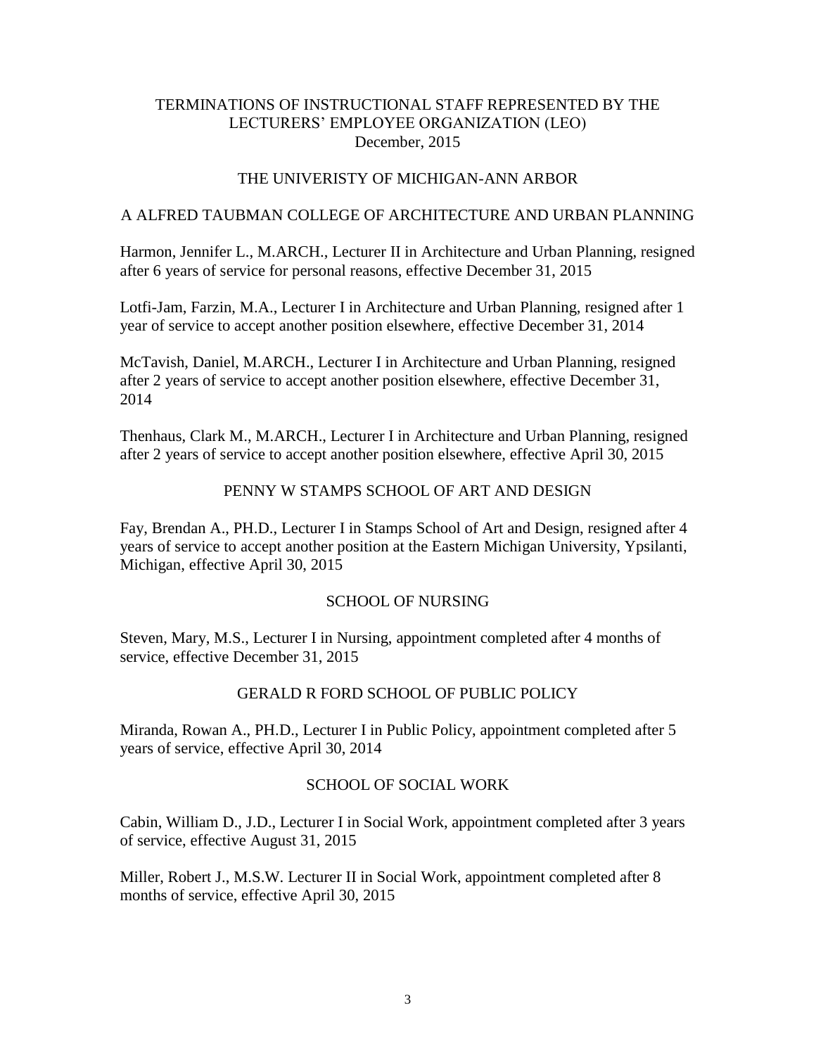# TERMINATIONS OF INSTRUCTIONAL STAFF REPRESENTED BY THE LECTURERS' EMPLOYEE ORGANIZATION (LEO)

December, 2015

## THE UNIVERISTY OF MICHIGAN-ANN ARBOR

### A ALFRED TAUBMAN COLLEGE OF ARCHITECTURE AND URBAN PLANNING

Harmon, Jennifer L., M.ARCH., Lecturer II in Architecture and Urban Planning, resigned after 6 years of service for personal reasons, effective December 31, 2015

Lotfi-Jam, Farzin, M.A., Lecturer I in Architecture and Urban Planning, resigned after 1 year of service to accept another position elsewhere, effective December 31, 2014

McTavish, Daniel, M.ARCH., Lecturer I in Architecture and Urban Planning, resigned after 2 years of service to accept another position elsewhere, effective December 31, 2014

Thenhaus, Clark M., M.ARCH., Lecturer I in Architecture and Urban Planning, resigned after 2 years of service to accept another position elsewhere, effective April 30, 2015

### PENNY W STAMPS SCHOOL OF ART AND DESIGN

Fay, Brendan A., PH.D., Lecturer I in Stamps School of Art and Design, resigned after 4 years of service to accept another position at the Eastern Michigan University, Ypsilanti, Michigan, effective April 30, 2015

### SCHOOL OF NURSING

Steven, Mary, M.S., Lecturer I in Nursing, appointment completed after 4 months of service, effective December 31, 2015

### GERALD R FORD SCHOOL OF PUBLIC POLICY

Miranda, Rowan A., PH.D., Lecturer I in Public Policy, appointment completed after 5 years of service, effective April 30, 2014

### SCHOOL OF SOCIAL WORK

Cabin, William D., J.D., Lecturer I in Social Work, appointment completed after 3 years of service, effective August 31, 2015

Miller, Robert J., M.S.W. Lecturer II in Social Work, appointment completed after 8 months of service, effective April 30, 2015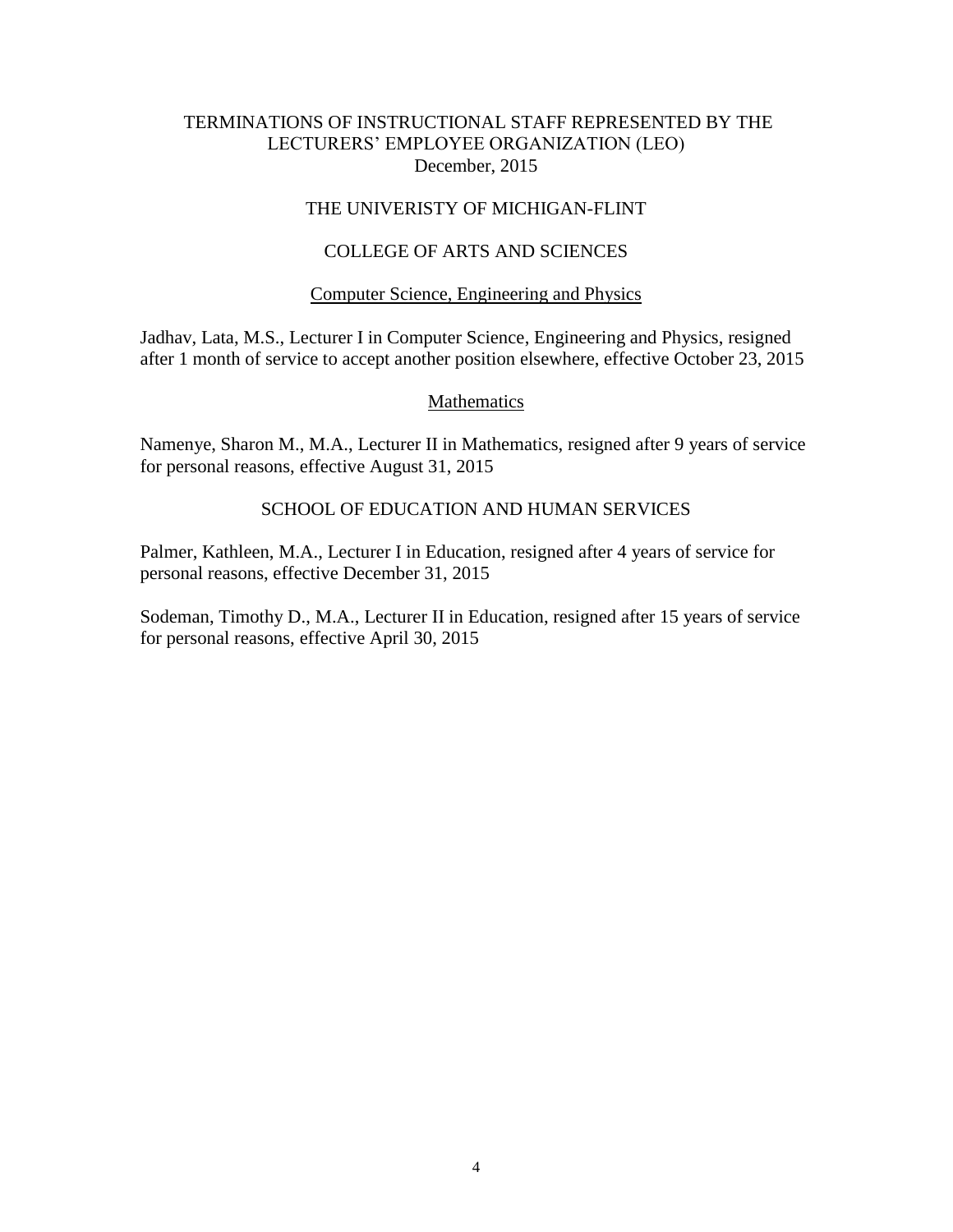# TERMINATIONS OF INSTRUCTIONAL STAFF REPRESENTED BY THE LECTURERS' EMPLOYEE ORGANIZATION (LEO)

December, 2015

## THE UNIVERISTY OF MICHIGAN-FLINT

### COLLEGE OF ARTS AND SCIENCES

#### Computer Science, Engineering and Physics

Jadhav, Lata, M.S., Lecturer I in Computer Science, Engineering and Physics, resigned after 1 month of service to accept another position elsewhere, effective October 23, 2015

#### Mathematics

Namenye, Sharon M., M.A., Lecturer II in Mathematics, resigned after 9 years of service for personal reasons, effective August 31, 2015

### SCHOOL OF EDUCATION AND HUMAN SERVICES

Palmer, Kathleen, M.A., Lecturer I in Education, resigned after 4 years of service for personal reasons, effective December 31, 2015

Sodeman, Timothy D., M.A., Lecturer II in Education, resigned after 15 years of service for personal reasons, effective April 30, 2015